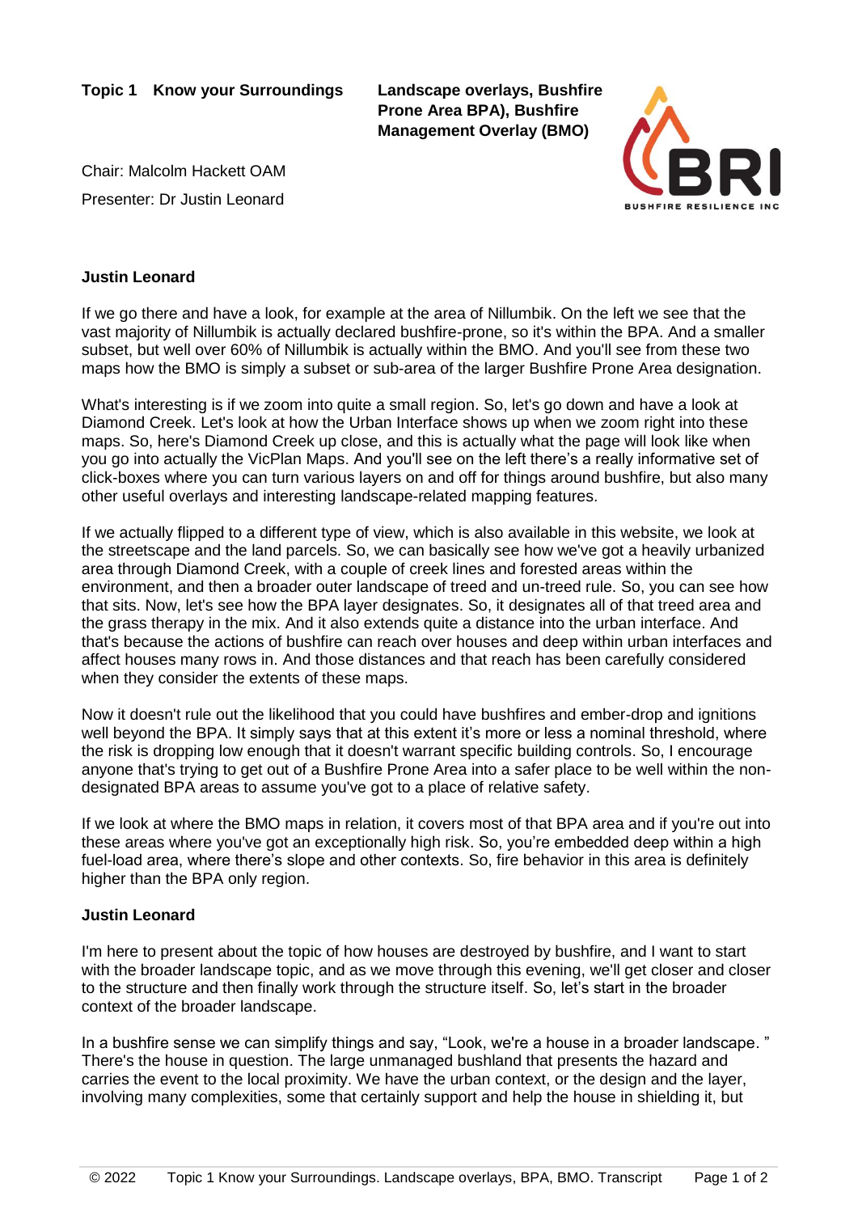**Topic 1 Know your Surroundings**

**Landscape overlays, Bushfire Prone Area BPA), Bushfire Management Overlay (BMO)**

Chair: Malcolm Hackett OAM

Presenter: Dr Justin Leonard

**Justin Leonard**

If we go there and have a look, for example at the area of Nillumbik. On the left we see that the vast majority of Nillumbik is actually declared bushfire-prone, so it's within the BPA. And a smaller subset, but well over 60% of Nillumbik is actually within the BMO. And you'll see from these two maps how the BMO is simply a subset or sub-area of the larger Bushfire Prone Area designation.

What's interesting is if we zoom into quite a small region. So, let's go down and have a look at Diamond Creek. Let's look at how the Urban Interface shows up when we zoom right into these maps. So, here's Diamond Creek up close, and this is actually what the page will look like when you go into actually the VicPlan Maps. And you'll see on the left there's a really informative set of click-boxes where you can turn various layers on and off for things around bushfire, but also many other useful overlays and interesting landscape-related mapping features.

If we actually flipped to a different type of view, which is also available in this website, we look at the streetscape and the land parcels. So, we can basically see how we've got a heavily urbanized area through Diamond Creek, with a couple of creek lines and forested areas within the environment, and then a broader outer landscape of treed and un-treed rule. So, you can see how that sits. Now, let's see how the BPA layer designates. So, it designates all of that treed area and the grass therapy in the mix. And it also extends quite a distance into the urban interface. And that's because the actions of bushfire can reach over houses and deep within urban interfaces and affect houses many rows in. And those distances and that reach has been carefully considered when they consider the extents of these maps.

Now it doesn't rule out the likelihood that you could have bushfires and ember-drop and ignitions well beyond the BPA. It simply says that at this extent it's more or less a nominal threshold, where the risk is dropping low enough that it doesn't warrant specific building controls. So, I encourage anyone that's trying to get out of a Bushfire Prone Area into a safer place to be well within the non-designated BPA areas to assume you've got to a place of relative safety.

If we look at where the BMO maps in relation, it covers most of that BPA area and if you're out into these areas where you've got an exceptionally high risk. So, you're embedded deep within a high fuel-load area, where there's slope and other contexts. So, fire behavior in this area is definitely higher than the BPA only region.

**Justin Leonard**

I'm here to present about the topic of how houses are destroyed by bushfire, and I want to start with the broader landscape topic, and as we move through this evening, we'll get closer and closer to the structure and then finally work through the structure itself. So, let's start in the broader context of the broader landscape.

In a bushfire sense we can simplify things and say, "Look, we're a house in a broader landscape. " There's the house in question. The large unmanaged bushland that presents the hazard and carries the event to the local proximity. We have the urban context, or the design and the layer, involving many complexities, some that certainly support and help the house in shielding it, but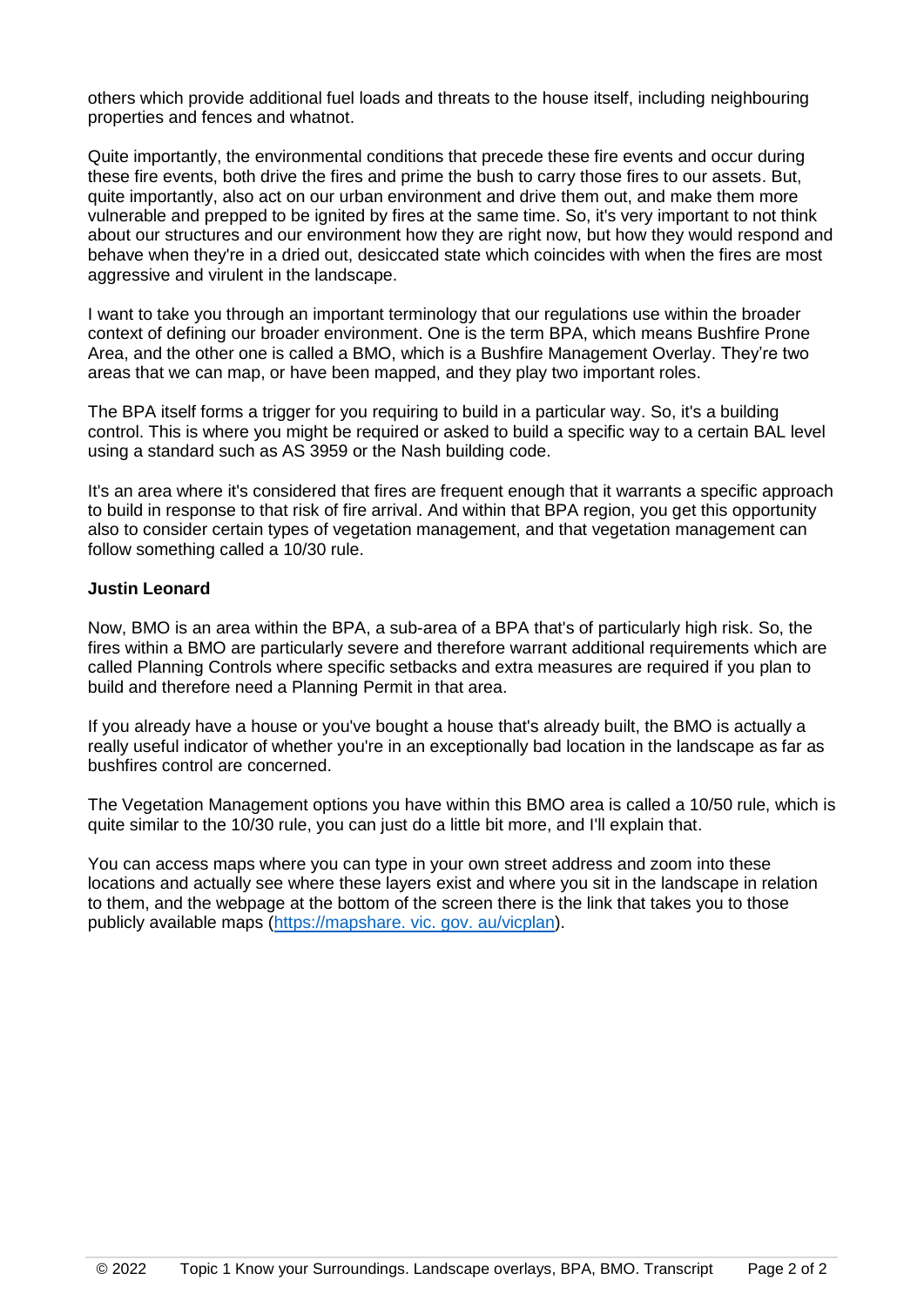others which provide additional fuel loads and threats to the house itself, including neighbouring properties and fences and whatnot.

Quite importantly, the environmental conditions that precede these fire events and occur during these fire events, both drive the fires and prime the bush to carry those fires to our assets. But, quite importantly, also act on our urban environment and drive them out, and make them more vulnerable and prepped to be ignited by fires at the same time. So, it's very important to not think about our structures and our environment how they are right now, but how they would respond and behave when they're in a dried out, desiccated state which coincides with when the fires are most aggressive and virulent in the landscape.

I want to take you through an important terminology that our regulations use within the broader context of defining our broader environment. One is the term BPA, which means Bushfire Prone Area, and the other one is called a BMO, which is a Bushfire Management Overlay. They're two areas that we can map, or have been mapped, and they play two important roles.

The BPA itself forms a trigger for you requiring to build in a particular way. So, it's a building control. This is where you might be required or asked to build a specific way to a certain BAL level using a standard such as AS 3959 or the Nash building code.

It's an area where it's considered that fires are frequent enough that it warrants a specific approach to build in response to that risk of fire arrival. And within that BPA region, you get this opportunity also to consider certain types of vegetation management, and that vegetation management can follow something called a 10/30 rule.

**Justin Leonard**

Now, BMO is an area within the BPA, a sub-area of a BPA that's of particularly high risk. So, the fires within a BMO are particularly severe and therefore warrant additional requirements which are called Planning Controls where specific setbacks and extra measures are required if you plan to build and therefore need a Planning Permit in that area.

If you already have a house or you've bought a house that's already built, the BMO is actually a really useful indicator of whether you're in an exceptionally bad location in the landscape as far as bushfires control are concerned.

The Vegetation Management options you have within this BMO area is called a 10/50 rule, which is quite similar to the 10/30 rule, you can just do a little bit more, and I'll explain that.

You can access maps where you can type in your own street address and zoom into these locations and actually see where these layers exist and where you sit in the landscape in relation to them, and the webpage at the bottom of the screen there is the link that takes you to those publicly available maps (https://mapshare. vic. gov. au/vicplan).